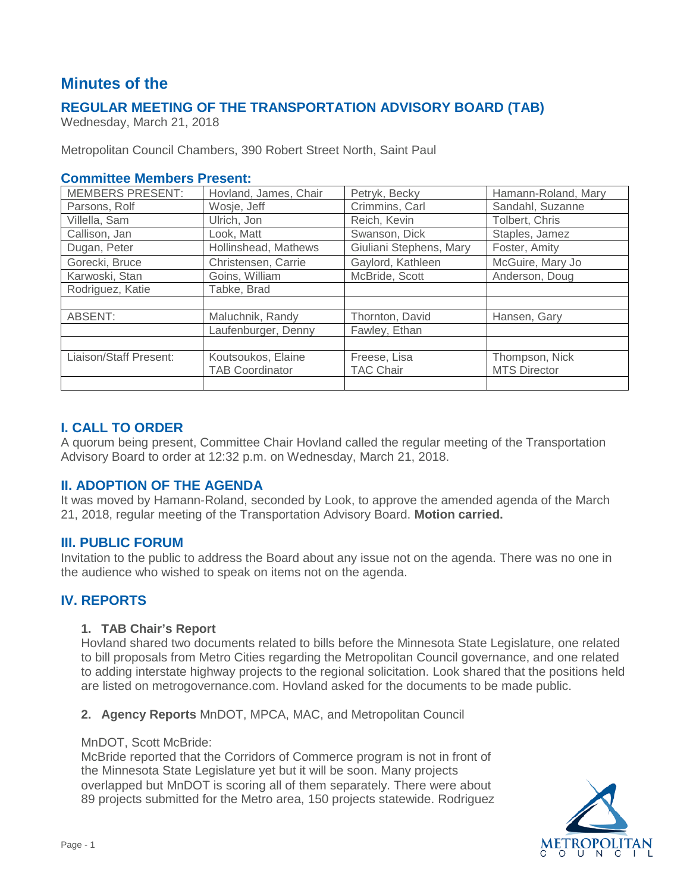# Minutes of the

## REGULAR MEETING OF THE TRANSPORTATION ADVISORY BOARD (TAB)

Wednesday, March 21, 2018

Metropolitan Council Chambers, 390 Robert Street North, Saint Paul

### Committee Members Present:

| MEMBERS PRESENT: | Hovland, James, Chair | Petryk, Becky | Hamann-Roland, Mary |
|---|---|---|---|
| Parsons, Rolf | Wosje, Jeff | Crimmins, Carl | Sandahl, Suzanne |
| Villella, Sam | Ulrich, Jon | Reich, Kevin | Tolbert, Chris |
| Callison, Jan | Look, Matt | Swanson, Dick | Staples, Jamez |
| Dugan, Peter | Hollinshead, Mathews | Giuliani Stephens, Mary | Foster, Amity |
| Gorecki, Bruce | Christensen, Carrie | Gaylord, Kathleen | McGuire, Mary Jo |
| Karwoski, Stan | Goins, William | McBride, Scott | Anderson, Doug |
| Rodriguez, Katie | Tabke, Brad | | |
| | | | |
| ABSENT: | Maluchnik, Randy | Thornton, David | Hansen, Gary |
| | Laufenburger, Denny | Fawley, Ethan | |
| | | | |
| Liaison/Staff Present: | Koutsoukos, Elaine<br>TAB Coordinator | Freese, Lisa<br>TAC Chair | Thompson, Nick<br>MTS Director |
| | | | |

## I. CALL TO ORDER

A quorum being present, Committee Chair Hovland called the regular meeting of the Transportation Advisory Board to order at 12:32 p.m. on Wednesday, March 21, 2018.

## II. ADOPTION OF THE AGENDA

It was moved by Hamann-Roland, seconded by Look, to approve the amended agenda of the March 21, 2018, regular meeting of the Transportation Advisory Board. **Motion carried.**

## III. PUBLIC FORUM

Invitation to the public to address the Board about any issue not on the agenda. There was no one in the audience who wished to speak on items not on the agenda.

## IV. REPORTS

**1. TAB Chair's Report**

Hovland shared two documents related to bills before the Minnesota State Legislature, one related to bill proposals from Metro Cities regarding the Metropolitan Council governance, and one related to adding interstate highway projects to the regional solicitation. Look shared that the positions held are listed on metrogovernance.com. Hovland asked for the documents to be made public.

**2. Agency Reports** MnDOT, MPCA, MAC, and Metropolitan Council

MnDOT, Scott McBride:

McBride reported that the Corridors of Commerce program is not in front of the Minnesota State Legislature yet but it will be soon. Many projects overlapped but MnDOT is scoring all of them separately. There were about 89 projects submitted for the Metro area, 150 projects statewide. Rodriguez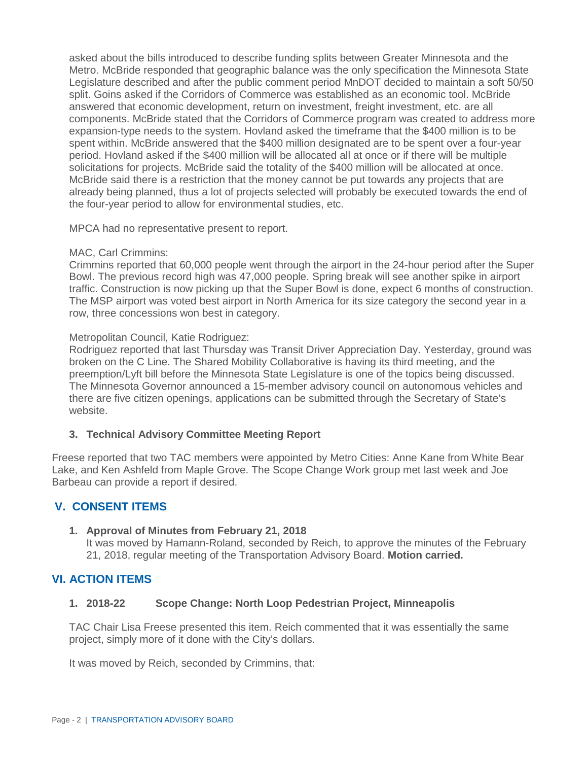asked about the bills introduced to describe funding splits between Greater Minnesota and the Metro. McBride responded that geographic balance was the only specification the Minnesota State Legislature described and after the public comment period MnDOT decided to maintain a soft 50/50 split. Goins asked if the Corridors of Commerce was established as an economic tool. McBride answered that economic development, return on investment, freight investment, etc. are all components. McBride stated that the Corridors of Commerce program was created to address more expansion-type needs to the system. Hovland asked the timeframe that the $400 million is to be spent within. McBride answered that the $400 million designated are to be spent over a four-year period. Hovland asked if the $400 million will be allocated all at once or if there will be multiple solicitations for projects. McBride said the totality of the $400 million will be allocated at once. McBride said there is a restriction that the money cannot be put towards any projects that are already being planned, thus a lot of projects selected will probably be executed towards the end of the four-year period to allow for environmental studies, etc.

MPCA had no representative present to report.

MAC, Carl Crimmins:
Crimmins reported that 60,000 people went through the airport in the 24-hour period after the Super Bowl. The previous record high was 47,000 people. Spring break will see another spike in airport traffic. Construction is now picking up that the Super Bowl is done, expect 6 months of construction. The MSP airport was voted best airport in North America for its size category the second year in a row, three concessions won best in category.

Metropolitan Council, Katie Rodriguez:
Rodriguez reported that last Thursday was Transit Driver Appreciation Day. Yesterday, ground was broken on the C Line. The Shared Mobility Collaborative is having its third meeting, and the preemption/Lyft bill before the Minnesota State Legislature is one of the topics being discussed. The Minnesota Governor announced a 15-member advisory council on autonomous vehicles and there are five citizen openings, applications can be submitted through the Secretary of State's website.

**3. Technical Advisory Committee Meeting Report**

Freese reported that two TAC members were appointed by Metro Cities: Anne Kane from White Bear Lake, and Ken Ashfeld from Maple Grove. The Scope Change Work group met last week and Joe Barbeau can provide a report if desired.

## V. CONSENT ITEMS

**1. Approval of Minutes from February 21, 2018**
It was moved by Hamann-Roland, seconded by Reich, to approve the minutes of the February 21, 2018, regular meeting of the Transportation Advisory Board. **Motion carried.**

## VI. ACTION ITEMS

**1. 2018-22 Scope Change: North Loop Pedestrian Project, Minneapolis**

TAC Chair Lisa Freese presented this item. Reich commented that it was essentially the same project, simply more of it done with the City's dollars.

It was moved by Reich, seconded by Crimmins, that: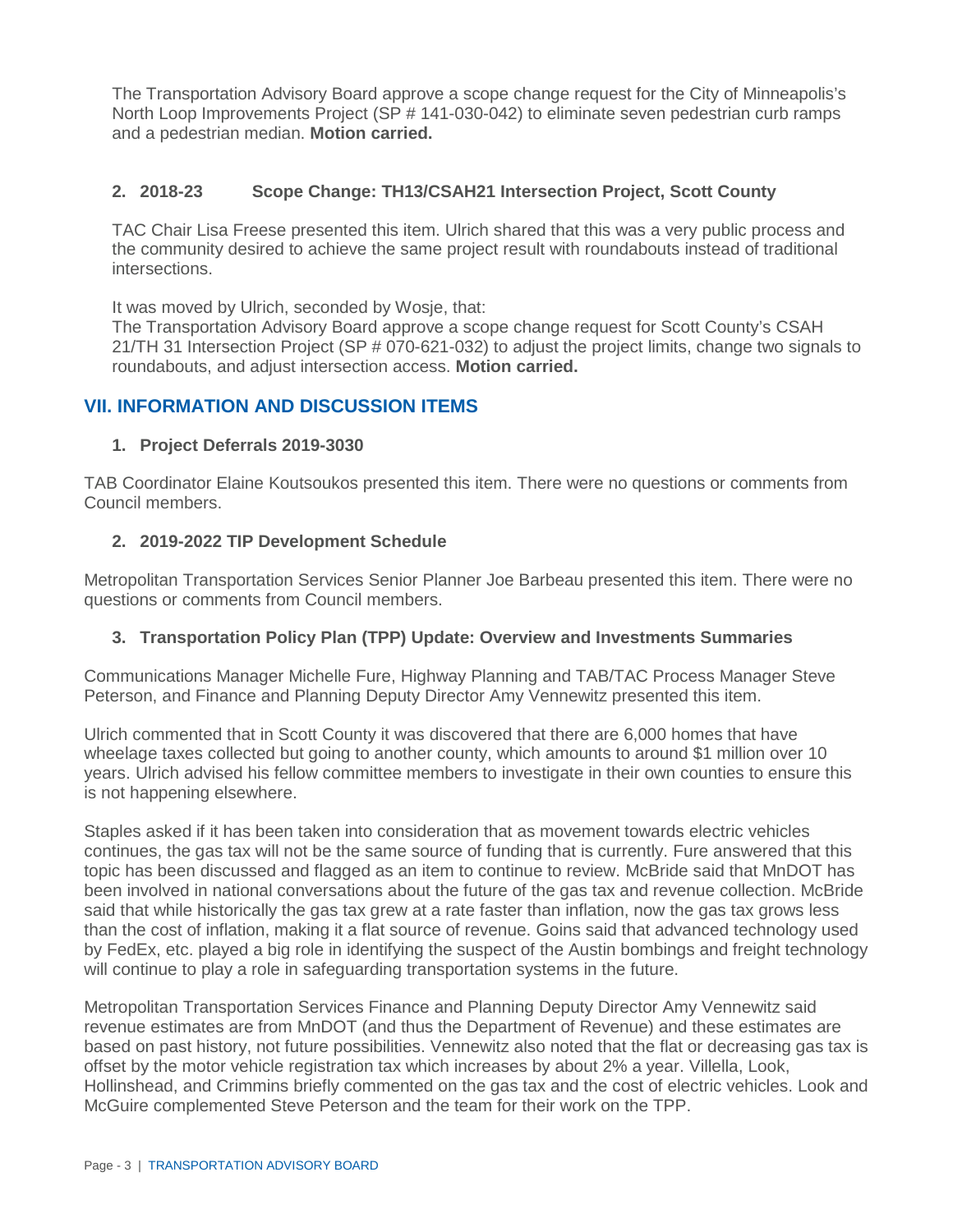The Transportation Advisory Board approve a scope change request for the City of Minneapolis's North Loop Improvements Project (SP # 141-030-042) to eliminate seven pedestrian curb ramps and a pedestrian median. **Motion carried.**

### 2. 2018-23 Scope Change: TH13/CSAH21 Intersection Project, Scott County

TAC Chair Lisa Freese presented this item. Ulrich shared that this was a very public process and the community desired to achieve the same project result with roundabouts instead of traditional intersections.

It was moved by Ulrich, seconded by Wosje, that:
The Transportation Advisory Board approve a scope change request for Scott County's CSAH 21/TH 31 Intersection Project (SP # 070-621-032) to adjust the project limits, change two signals to roundabouts, and adjust intersection access. **Motion carried.**

## VII. INFORMATION AND DISCUSSION ITEMS

### 1. Project Deferrals 2019-3030

TAB Coordinator Elaine Koutsoukos presented this item. There were no questions or comments from Council members.

### 2. 2019-2022 TIP Development Schedule

Metropolitan Transportation Services Senior Planner Joe Barbeau presented this item. There were no questions or comments from Council members.

### 3. Transportation Policy Plan (TPP) Update: Overview and Investments Summaries

Communications Manager Michelle Fure, Highway Planning and TAB/TAC Process Manager Steve Peterson, and Finance and Planning Deputy Director Amy Vennewitz presented this item.

Ulrich commented that in Scott County it was discovered that there are 6,000 homes that have wheelage taxes collected but going to another county, which amounts to around $1 million over 10 years. Ulrich advised his fellow committee members to investigate in their own counties to ensure this is not happening elsewhere.

Staples asked if it has been taken into consideration that as movement towards electric vehicles continues, the gas tax will not be the same source of funding that is currently. Fure answered that this topic has been discussed and flagged as an item to continue to review. McBride said that MnDOT has been involved in national conversations about the future of the gas tax and revenue collection. McBride said that while historically the gas tax grew at a rate faster than inflation, now the gas tax grows less than the cost of inflation, making it a flat source of revenue. Goins said that advanced technology used by FedEx, etc. played a big role in identifying the suspect of the Austin bombings and freight technology will continue to play a role in safeguarding transportation systems in the future.

Metropolitan Transportation Services Finance and Planning Deputy Director Amy Vennewitz said revenue estimates are from MnDOT (and thus the Department of Revenue) and these estimates are based on past history, not future possibilities. Vennewitz also noted that the flat or decreasing gas tax is offset by the motor vehicle registration tax which increases by about 2% a year. Villella, Look, Hollinshead, and Crimmins briefly commented on the gas tax and the cost of electric vehicles. Look and McGuire complemented Steve Peterson and the team for their work on the TPP.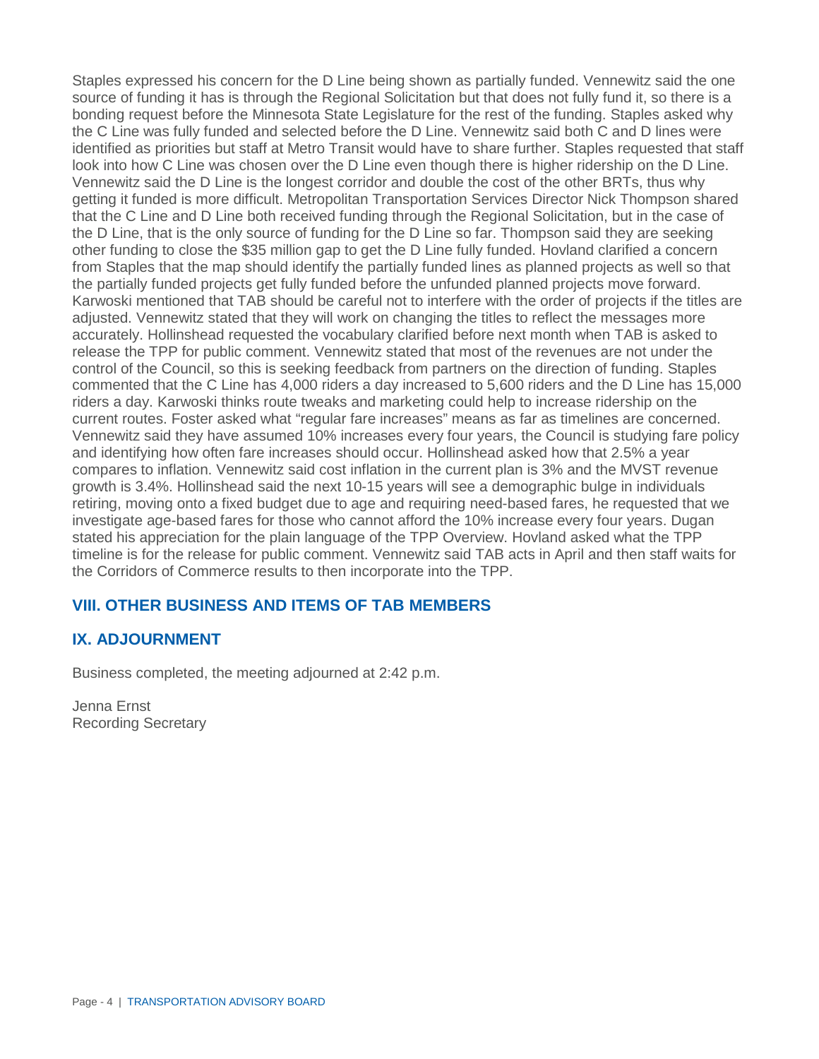Staples expressed his concern for the D Line being shown as partially funded. Vennewitz said the one source of funding it has is through the Regional Solicitation but that does not fully fund it, so there is a bonding request before the Minnesota State Legislature for the rest of the funding. Staples asked why the C Line was fully funded and selected before the D Line. Vennewitz said both C and D lines were identified as priorities but staff at Metro Transit would have to share further. Staples requested that staff look into how C Line was chosen over the D Line even though there is higher ridership on the D Line. Vennewitz said the D Line is the longest corridor and double the cost of the other BRTs, thus why getting it funded is more difficult. Metropolitan Transportation Services Director Nick Thompson shared that the C Line and D Line both received funding through the Regional Solicitation, but in the case of the D Line, that is the only source of funding for the D Line so far. Thompson said they are seeking other funding to close the $35 million gap to get the D Line fully funded. Hovland clarified a concern from Staples that the map should identify the partially funded lines as planned projects as well so that the partially funded projects get fully funded before the unfunded planned projects move forward. Karwoski mentioned that TAB should be careful not to interfere with the order of projects if the titles are adjusted. Vennewitz stated that they will work on changing the titles to reflect the messages more accurately. Hollinshead requested the vocabulary clarified before next month when TAB is asked to release the TPP for public comment. Vennewitz stated that most of the revenues are not under the control of the Council, so this is seeking feedback from partners on the direction of funding. Staples commented that the C Line has 4,000 riders a day increased to 5,600 riders and the D Line has 15,000 riders a day. Karwoski thinks route tweaks and marketing could help to increase ridership on the current routes. Foster asked what "regular fare increases" means as far as timelines are concerned. Vennewitz said they have assumed 10% increases every four years, the Council is studying fare policy and identifying how often fare increases should occur. Hollinshead asked how that 2.5% a year compares to inflation. Vennewitz said cost inflation in the current plan is 3% and the MVST revenue growth is 3.4%. Hollinshead said the next 10-15 years will see a demographic bulge in individuals retiring, moving onto a fixed budget due to age and requiring need-based fares, he requested that we investigate age-based fares for those who cannot afford the 10% increase every four years. Dugan stated his appreciation for the plain language of the TPP Overview. Hovland asked what the TPP timeline is for the release for public comment. Vennewitz said TAB acts in April and then staff waits for the Corridors of Commerce results to then incorporate into the TPP.

## VIII. OTHER BUSINESS AND ITEMS OF TAB MEMBERS

## IX. ADJOURNMENT

Business completed, the meeting adjourned at 2:42 p.m.

Jenna Ernst
Recording Secretary